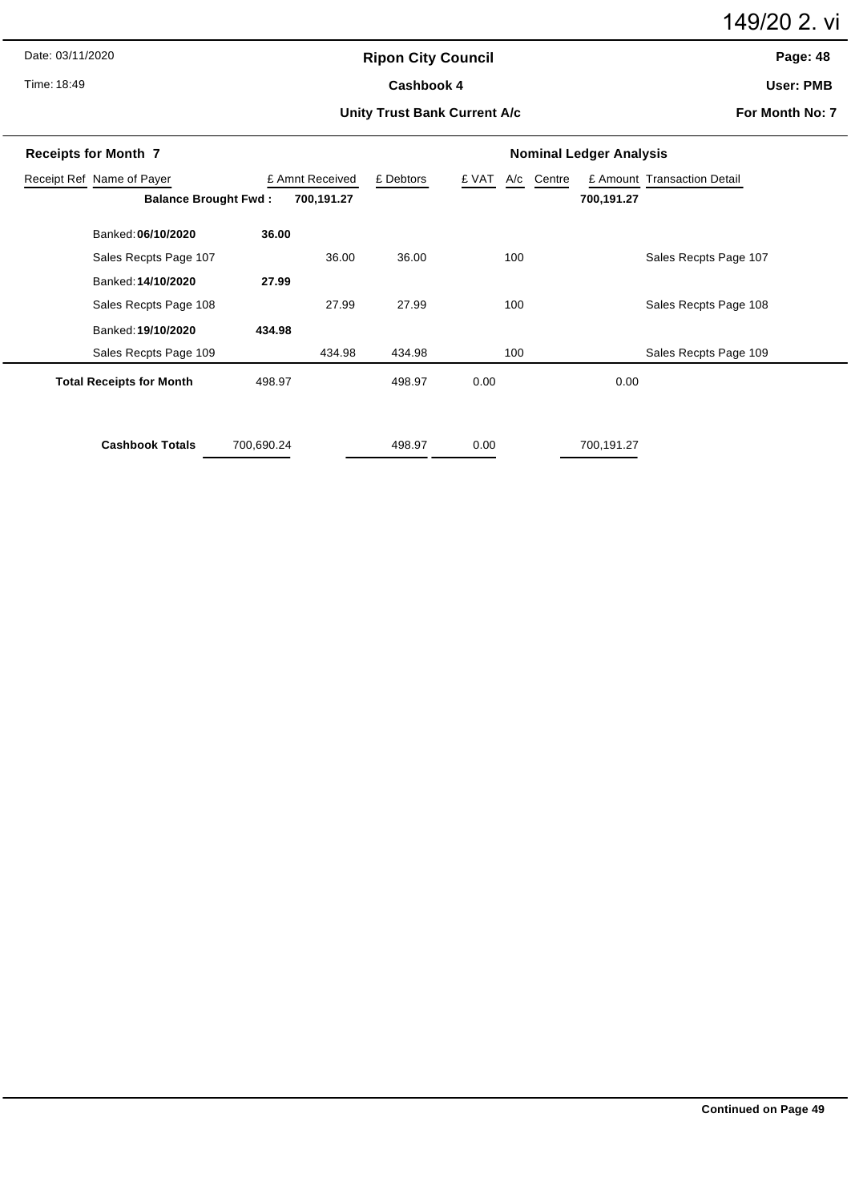149/20 2. vi

Date: 03/11/2020

Time: 18:49

## Ripon City Council

**Cashbook 4**

**Unity Trust Bank Current A/c**

**Page: 48**

**User: PMB**

**For Month No: 7**

| Receipts for Month 7 | | | | | Nominal Ledger Analysis | | | |
|---|---|---|---|---|---|---|---|---|
| Receipt Ref Name of Payer | | £ Amnt Received | £ Debtors | £ VAT | A/c | Centre | £ Amount | Transaction Detail |
| **Balance Brought Fwd :** | | **700,191.27** | | | | | **700,191.27** | |
| Banked: **06/10/2020** | **36.00** | | | | | | | |
| Sales Recpts Page 107 | | 36.00 | 36.00 | | 100 | | | Sales Recpts Page 107 |
| Banked: **14/10/2020** | **27.99** | | | | | | | |
| Sales Recpts Page 108 | | 27.99 | 27.99 | | 100 | | | Sales Recpts Page 108 |
| Banked: **19/10/2020** | **434.98** | | | | | | | |
| Sales Recpts Page 109 | | 434.98 | 434.98 | | 100 | | | Sales Recpts Page 109 |
| **Total Receipts for Month** | 498.97 | | 498.97 | 0.00 | | | 0.00 | |
| **Cashbook Totals** | 700,690.24 | | 498.97 | 0.00 | | | 700,191.27 | |

**Continued on Page 49**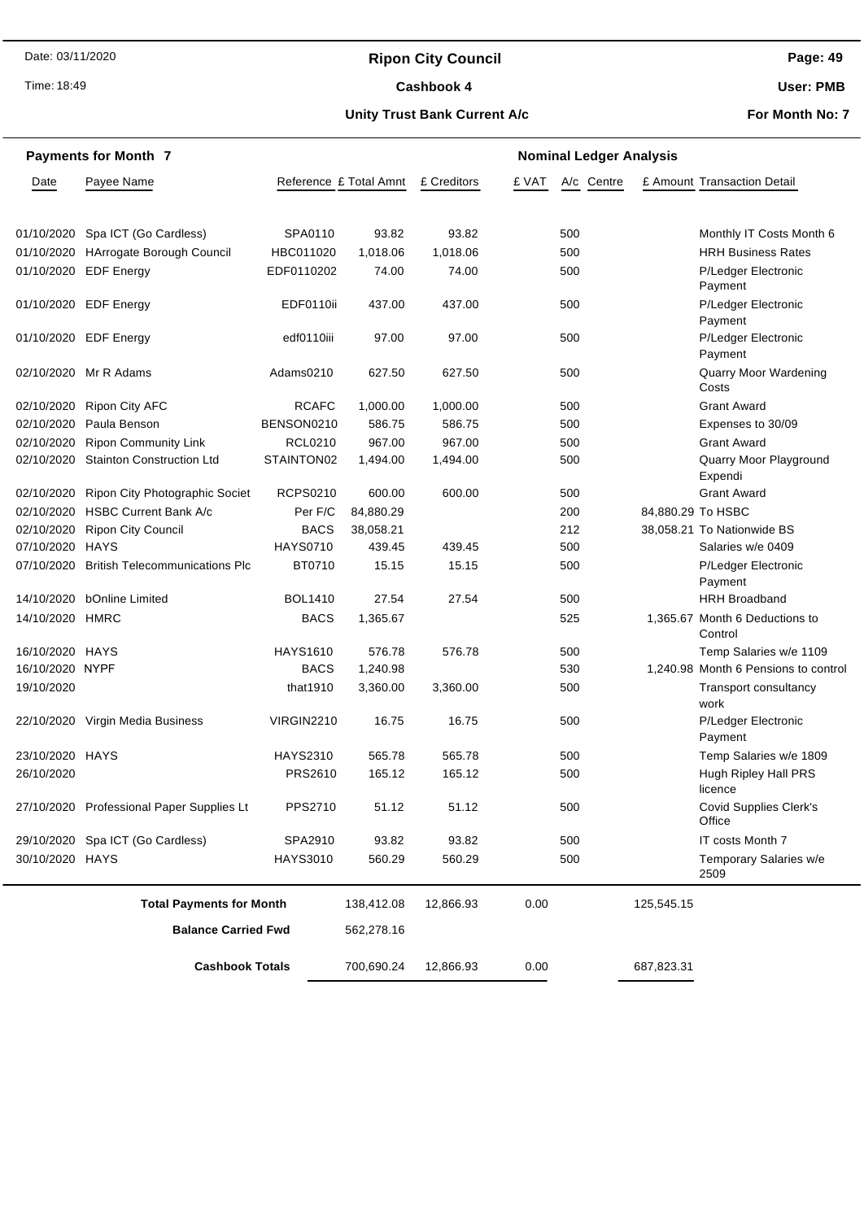Date: 03/11/2020

Time: 18:49

# Ripon City Council

**Cashbook 4**

**Unity Trust Bank Current A/c**

**Page: 49**

**User: PMB**

**For Month No: 7**

## Payments for Month 7

**Nominal Ledger Analysis**

| Date | Payee Name | Reference | £ Total Amnt | £ Creditors | £ VAT | A/c | Centre | £ Amount | Transaction Detail |
|---|---|---|---|---|---|---|---|---|---|
| 01/10/2020 | Spa ICT (Go Cardless) | SPA0110 | 93.82 | 93.82 | | 500 | | | Monthly IT Costs Month 6 |
| 01/10/2020 | HArrogate Borough Council | HBC011020 | 1,018.06 | 1,018.06 | | 500 | | | HRH Business Rates |
| 01/10/2020 | EDF Energy | EDF0110202 | 74.00 | 74.00 | | 500 | | | P/Ledger Electronic Payment |
| 01/10/2020 | EDF Energy | EDF0110ii | 437.00 | 437.00 | | 500 | | | P/Ledger Electronic Payment |
| 01/10/2020 | EDF Energy | edf0110iii | 97.00 | 97.00 | | 500 | | | P/Ledger Electronic Payment |
| 02/10/2020 | Mr R Adams | Adams0210 | 627.50 | 627.50 | | 500 | | | Quarry Moor Wardening Costs |
| 02/10/2020 | Ripon City AFC | RCAFC | 1,000.00 | 1,000.00 | | 500 | | | Grant Award |
| 02/10/2020 | Paula Benson | BENSON0210 | 586.75 | 586.75 | | 500 | | | Expenses to 30/09 |
| 02/10/2020 | Ripon Community Link | RCL0210 | 967.00 | 967.00 | | 500 | | | Grant Award |
| 02/10/2020 | Stainton Construction Ltd | STAINTON02 | 1,494.00 | 1,494.00 | | 500 | | | Quarry Moor Playground Expendi |
| 02/10/2020 | Ripon City Photographic Societ | RCPS0210 | 600.00 | 600.00 | | 500 | | | Grant Award |
| 02/10/2020 | HSBC Current Bank A/c | Per F/C | 84,880.29 | | | 200 | | 84,880.29 | To HSBC |
| 02/10/2020 | Ripon City Council | BACS | 38,058.21 | | | 212 | | 38,058.21 | To Nationwide BS |
| 07/10/2020 | HAYS | HAYS0710 | 439.45 | 439.45 | | 500 | | | Salaries w/e 0409 |
| 07/10/2020 | British Telecommunications Plc | BT0710 | 15.15 | 15.15 | | 500 | | | P/Ledger Electronic Payment |
| 14/10/2020 | bOnline Limited | BOL1410 | 27.54 | 27.54 | | 500 | | | HRH Broadband |
| 14/10/2020 | HMRC | BACS | 1,365.67 | | | 525 | | 1,365.67 | Month 6 Deductions to Control |
| 16/10/2020 | HAYS | HAYS1610 | 576.78 | 576.78 | | 500 | | | Temp Salaries w/e 1109 |
| 16/10/2020 | NYPF | BACS | 1,240.98 | | | 530 | | 1,240.98 | Month 6 Pensions to control |
| 19/10/2020 | | that1910 | 3,360.00 | 3,360.00 | | 500 | | | Transport consultancy work |
| 22/10/2020 | Virgin Media Business | VIRGIN2210 | 16.75 | 16.75 | | 500 | | | P/Ledger Electronic Payment |
| 23/10/2020 | HAYS | HAYS2310 | 565.78 | 565.78 | | 500 | | | Temp Salaries w/e 1809 |
| 26/10/2020 | | PRS2610 | 165.12 | 165.12 | | 500 | | | Hugh Ripley Hall PRS licence |
| 27/10/2020 | Professional Paper Supplies Lt | PPS2710 | 51.12 | 51.12 | | 500 | | | Covid Supplies Clerk's Office |
| 29/10/2020 | Spa ICT (Go Cardless) | SPA2910 | 93.82 | 93.82 | | 500 | | | IT costs Month 7 |
| 30/10/2020 | HAYS | HAYS3010 | 560.29 | 560.29 | | 500 | | | Temporary Salaries w/e 2509 |
| | **Total Payments for Month** | | 138,412.08 | 12,866.93 | 0.00 | | | 125,545.15 | |
| | **Balance Carried Fwd** | | 562,278.16 | | | | | | |
| | **Cashbook Totals** | | 700,690.24 | 12,866.93 | 0.00 | | | 687,823.31 | |